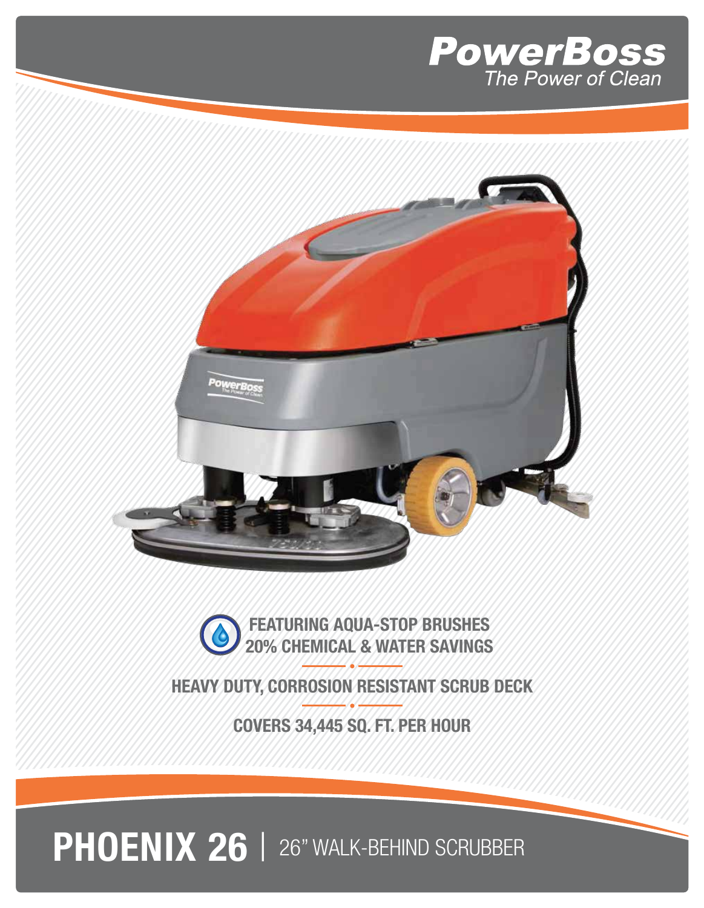**PowerBoss**
*The Power of Clean*

**FEATURING AQUA-STOP BRUSHES**
**20% CHEMICAL & WATER SAVINGS**

**HEAVY DUTY, CORROSION RESISTANT SCRUB DECK**

**COVERS 34,445 SQ. FT. PER HOUR**

# PHOENIX 26 | 26" WALK-BEHIND SCRUBBER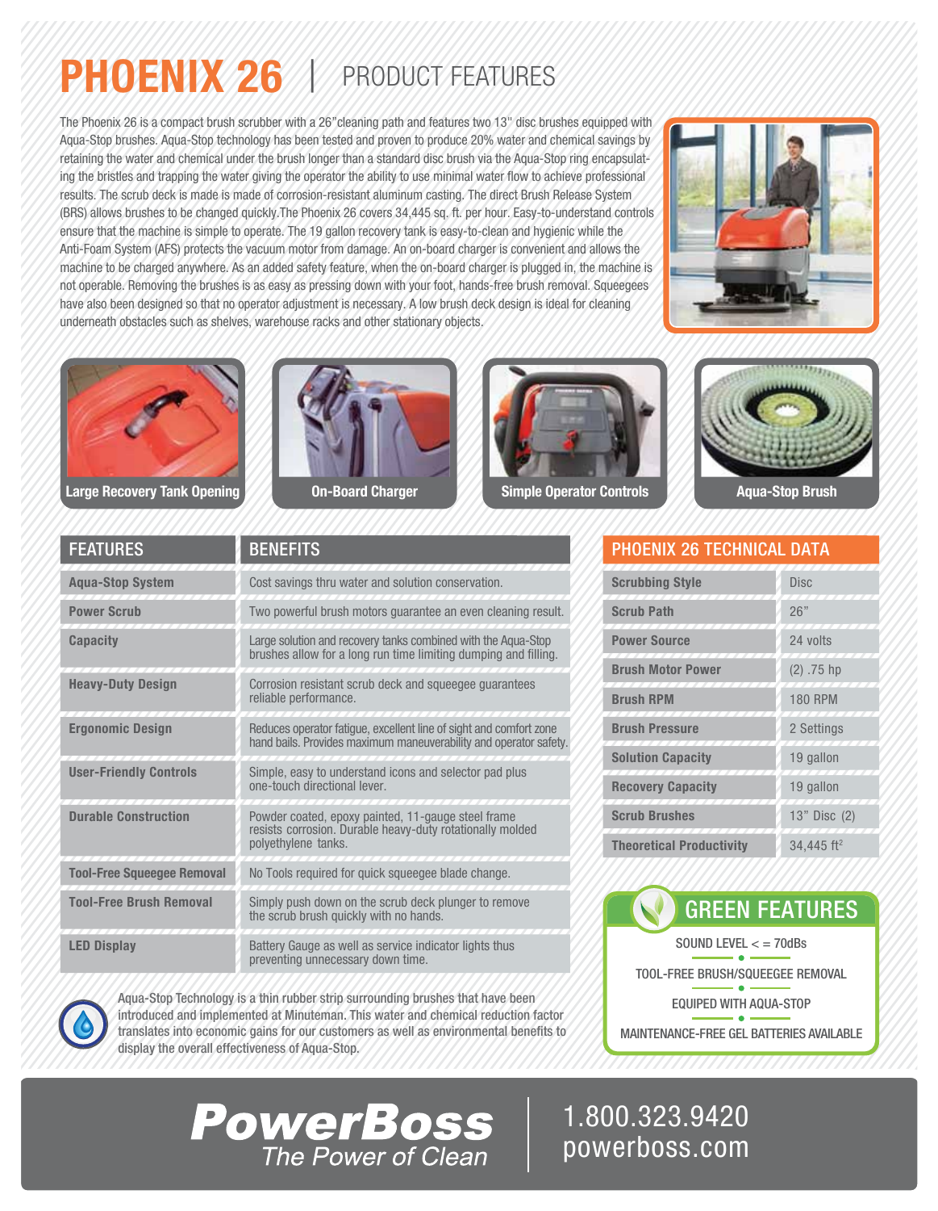# PHOENIX 26 | PRODUCT FEATURES

The Phoenix 26 is a compact brush scrubber with a 26"cleaning path and features two 13" disc brushes equipped with Aqua-Stop brushes. Aqua-Stop technology has been tested and proven to produce 20% water and chemical savings by retaining the water and chemical under the brush longer than a standard disc brush via the Aqua-Stop ring encapsulating the bristles and trapping the water giving the operator the ability to use minimal water flow to achieve professional results. The scrub deck is made is made of corrosion-resistant aluminum casting. The direct Brush Release System (BRS) allows brushes to be changed quickly.The Phoenix 26 covers 34,445 sq. ft. per hour. Easy-to-understand controls ensure that the machine is simple to operate. The 19 gallon recovery tank is easy-to-clean and hygienic while the Anti-Foam System (AFS) protects the vacuum motor from damage. An on-board charger is convenient and allows the machine to be charged anywhere. As an added safety feature, when the on-board charger is plugged in, the machine is not operable. Removing the brushes is as easy as pressing down with your foot, hands-free brush removal. Squeegees have also been designed so that no operator adjustment is necessary. A low brush deck design is ideal for cleaning underneath obstacles such as shelves, warehouse racks and other stationary objects.

Large Recovery Tank Opening

On-Board Charger

Simple Operator Controls

Aqua-Stop Brush

| FEATURES | BENEFITS |
|---|---|
| **Aqua-Stop System** | Cost savings thru water and solution conservation. |
| **Power Scrub** | Two powerful brush motors guarantee an even cleaning result. |
| **Capacity** | Large solution and recovery tanks combined with the Aqua-Stop brushes allow for a long run time limiting dumping and filling. |
| **Heavy-Duty Design** | Corrosion resistant scrub deck and squeegee guarantees reliable performance. |
| **Ergonomic Design** | Reduces operator fatigue, excellent line of sight and comfort zone hand bails. Provides maximum maneuverability and operator safety. |
| **User-Friendly Controls** | Simple, easy to understand icons and selector pad plus one-touch directional lever. |
| **Durable Construction** | Powder coated, epoxy painted, 11-gauge steel frame resists corrosion. Durable heavy-duty rotationally molded polyethylene tanks. |
| **Tool-Free Squeegee Removal** | No Tools required for quick squeegee blade change. |
| **Tool-Free Brush Removal** | Simply push down on the scrub deck plunger to remove the scrub brush quickly with no hands. |
| **LED Display** | Battery Gauge as well as service indicator lights thus preventing unnecessary down time. |

Aqua-Stop Technology is a thin rubber strip surrounding brushes that have been introduced and implemented at Minuteman. This water and chemical reduction factor translates into economic gains for our customers as well as environmental benefits to display the overall effectiveness of Aqua-Stop.

## PHOENIX 26 TECHNICAL DATA

| | |
|---|---|
| **Scrubbing Style** | Disc |
| **Scrub Path** | 26" |
| **Power Source** | 24 volts |
| **Brush Motor Power** | (2) .75 hp |
| **Brush RPM** | 180 RPM |
| **Brush Pressure** | 2 Settings |
| **Solution Capacity** | 19 gallon |
| **Recovery Capacity** | 19 gallon |
| **Scrub Brushes** | 13" Disc (2) |
| **Theoretical Productivity** | 34,445 ft² |

## GREEN FEATURES

SOUND LEVEL < = 70dBs

TOOL-FREE BRUSH/SQUEEGEE REMOVAL

EQUIPED WITH AQUA-STOP

MAINTENANCE-FREE GEL BATTERIES AVAILABLE

**PowerBoss**
*The Power of Clean*

1.800.323.9420
powerboss.com